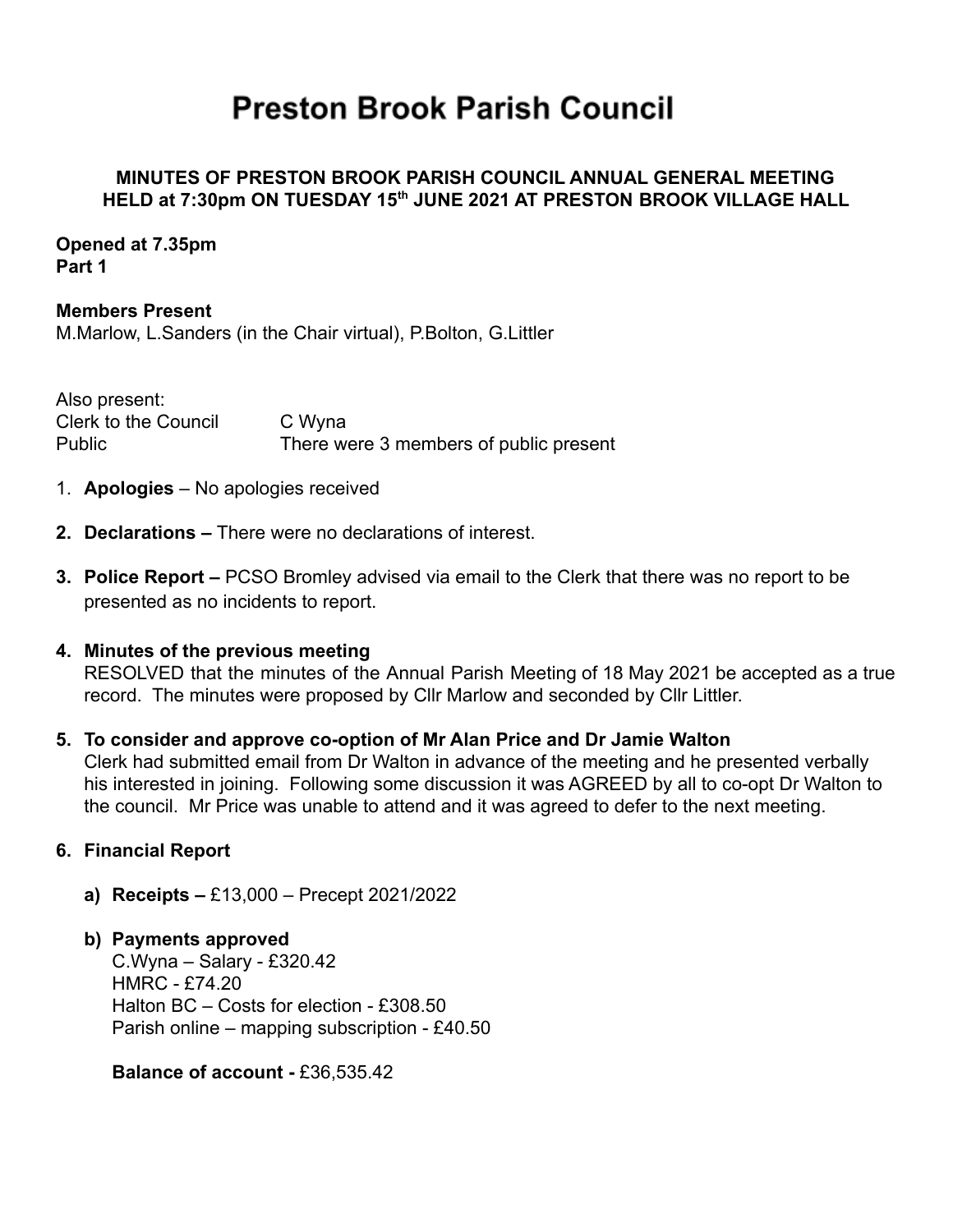# Preston Brook Parish Council

**MINUTES OF PRESTON BROOK PARISH COUNCIL ANNUAL GENERAL MEETING HELD at 7:30pm ON TUESDAY 15th JUNE 2021 AT PRESTON BROOK VILLAGE HALL**

**Opened at 7.35pm**
**Part 1**

**Members Present**
M.Marlow, L.Sanders (in the Chair virtual), P.Bolton, G.Littler

Also present:

| | |
|---|---|
| Clerk to the Council | C Wyna |
| Public | There were 3 members of public present |

1. **Apologies** – No apologies received
2. **Declarations –** There were no declarations of interest.
3. **Police Report –** PCSO Bromley advised via email to the Clerk that there was no report to be presented as no incidents to report.
4. **Minutes of the previous meeting**
   RESOLVED that the minutes of the Annual Parish Meeting of 18 May 2021 be accepted as a true record. The minutes were proposed by Cllr Marlow and seconded by Cllr Littler.
5. **To consider and approve co-option of Mr Alan Price and Dr Jamie Walton**
   Clerk had submitted email from Dr Walton in advance of the meeting and he presented verbally his interested in joining. Following some discussion it was AGREED by all to co-opt Dr Walton to the council. Mr Price was unable to attend and it was agreed to defer to the next meeting.
6. **Financial Report**
   a) **Receipts –** £13,000 – Precept 2021/2022
   b) **Payments approved**
      C.Wyna – Salary - £320.42
      HMRC - £74.20
      Halton BC – Costs for election - £308.50
      Parish online – mapping subscription - £40.50

      **Balance of account -** £36,535.42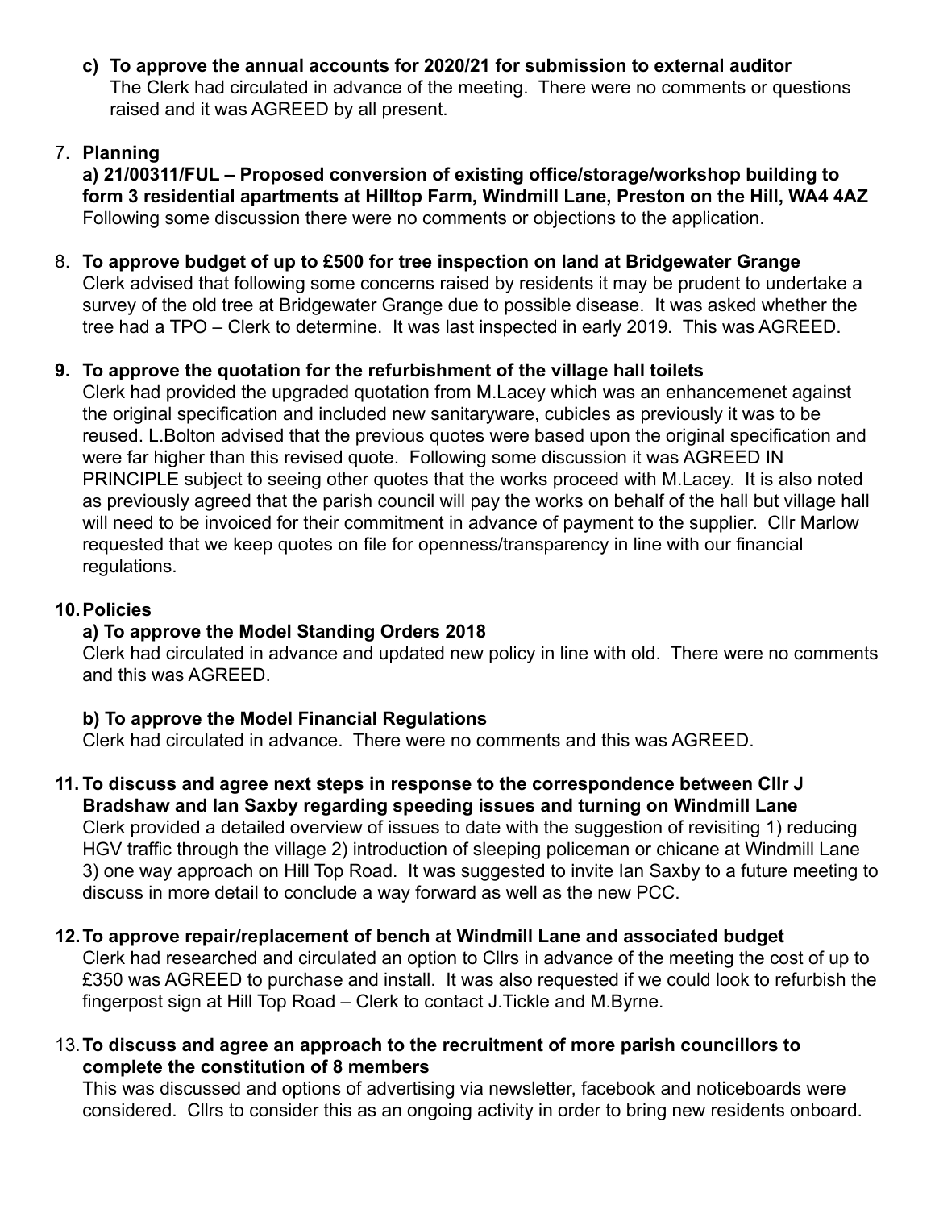**c) To approve the annual accounts for 2020/21 for submission to external auditor**
The Clerk had circulated in advance of the meeting. There were no comments or questions raised and it was AGREED by all present.

7. **Planning**

**a) 21/00311/FUL – Proposed conversion of existing office/storage/workshop building to form 3 residential apartments at Hilltop Farm, Windmill Lane, Preston on the Hill, WA4 4AZ**
Following some discussion there were no comments or objections to the application.

8. **To approve budget of up to £500 for tree inspection on land at Bridgewater Grange**
Clerk advised that following some concerns raised by residents it may be prudent to undertake a survey of the old tree at Bridgewater Grange due to possible disease. It was asked whether the tree had a TPO – Clerk to determine. It was last inspected in early 2019. This was AGREED.

9. **To approve the quotation for the refurbishment of the village hall toilets**
Clerk had provided the upgraded quotation from M.Lacey which was an enhancemenet against the original specification and included new sanitaryware, cubicles as previously it was to be reused. L.Bolton advised that the previous quotes were based upon the original specification and were far higher than this revised quote. Following some discussion it was AGREED IN PRINCIPLE subject to seeing other quotes that the works proceed with M.Lacey. It is also noted as previously agreed that the parish council will pay the works on behalf of the hall but village hall will need to be invoiced for their commitment in advance of payment to the supplier. Cllr Marlow requested that we keep quotes on file for openness/transparency in line with our financial regulations.

10. **Policies**

**a) To approve the Model Standing Orders 2018**
Clerk had circulated in advance and updated new policy in line with old. There were no comments and this was AGREED.

**b) To approve the Model Financial Regulations**
Clerk had circulated in advance. There were no comments and this was AGREED.

11. **To discuss and agree next steps in response to the correspondence between Cllr J Bradshaw and Ian Saxby regarding speeding issues and turning on Windmill Lane**
Clerk provided a detailed overview of issues to date with the suggestion of revisiting 1) reducing HGV traffic through the village 2) introduction of sleeping policeman or chicane at Windmill Lane 3) one way approach on Hill Top Road. It was suggested to invite Ian Saxby to a future meeting to discuss in more detail to conclude a way forward as well as the new PCC.

12. **To approve repair/replacement of bench at Windmill Lane and associated budget**
Clerk had researched and circulated an option to Cllrs in advance of the meeting the cost of up to £350 was AGREED to purchase and install. It was also requested if we could look to refurbish the fingerpost sign at Hill Top Road – Clerk to contact J.Tickle and M.Byrne.

13. **To discuss and agree an approach to the recruitment of more parish councillors to complete the constitution of 8 members**
This was discussed and options of advertising via newsletter, facebook and noticeboards were considered. Cllrs to consider this as an ongoing activity in order to bring new residents onboard.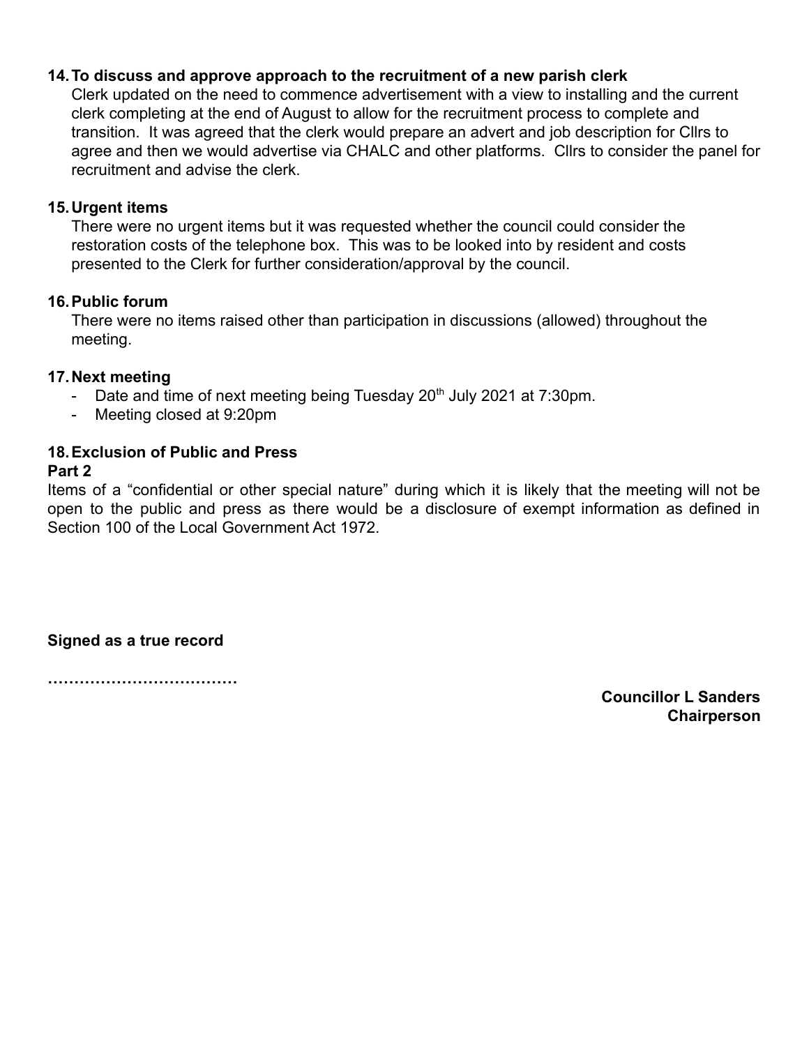### 14. To discuss and approve approach to the recruitment of a new parish clerk

Clerk updated on the need to commence advertisement with a view to installing and the current clerk completing at the end of August to allow for the recruitment process to complete and transition. It was agreed that the clerk would prepare an advert and job description for Cllrs to agree and then we would advertise via CHALC and other platforms. Cllrs to consider the panel for recruitment and advise the clerk.

### 15. Urgent items

There were no urgent items but it was requested whether the council could consider the restoration costs of the telephone box. This was to be looked into by resident and costs presented to the Clerk for further consideration/approval by the council.

### 16. Public forum

There were no items raised other than participation in discussions (allowed) throughout the meeting.

### 17. Next meeting

- Date and time of next meeting being Tuesday 20th July 2021 at 7:30pm.
- Meeting closed at 9:20pm

### 18. Exclusion of Public and Press

**Part 2**

Items of a "confidential or other special nature" during which it is likely that the meeting will not be open to the public and press as there would be a disclosure of exempt information as defined in Section 100 of the Local Government Act 1972.

**Signed as a true record**

………………………………

**Councillor L Sanders**
**Chairperson**